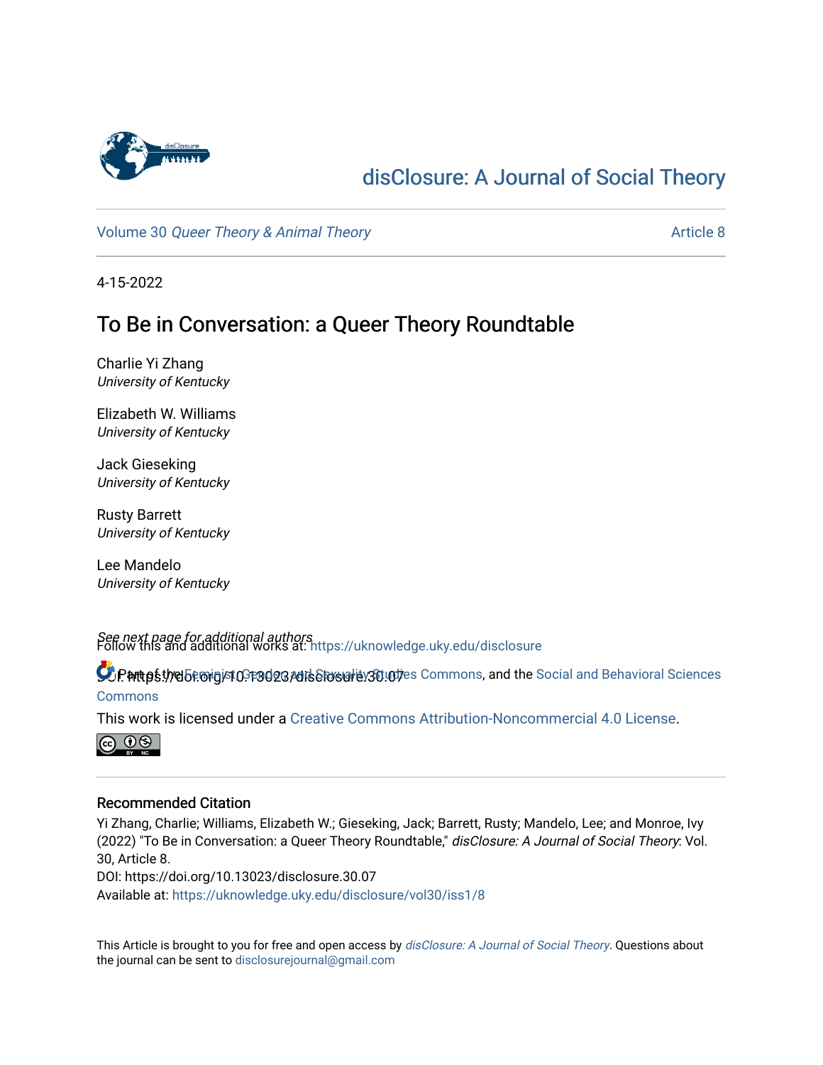# disClosure: A Journal of Social Theory

Volume 30 *Queer Theory & Animal Theory* — Article 8

4-15-2022

## To Be in Conversation: a Queer Theory Roundtable

Charlie Yi Zhang
*University of Kentucky*

Elizabeth W. Williams
*University of Kentucky*

Jack Gieseking
*University of Kentucky*

Rusty Barrett
*University of Kentucky*

Lee Mandelo
*University of Kentucky*

*See next page for additional authors*

Follow this and additional works at: https://uknowledge.uky.edu/disclosure

Part of the Feminist, Gender, and Sexuality Studies Commons, and the Social and Behavioral Sciences Commons

DOI: https://doi.org/10.13023/disclosure.30.07

This work is licensed under a Creative Commons Attribution-Noncommercial 4.0 License.

### Recommended Citation

Yi Zhang, Charlie; Williams, Elizabeth W.; Gieseking, Jack; Barrett, Rusty; Mandelo, Lee; and Monroe, Ivy (2022) "To Be in Conversation: a Queer Theory Roundtable," *disClosure: A Journal of Social Theory*: Vol. 30, Article 8.
DOI: https://doi.org/10.13023/disclosure.30.07
Available at: https://uknowledge.uky.edu/disclosure/vol30/iss1/8

This Article is brought to you for free and open access by *disClosure: A Journal of Social Theory*. Questions about the journal can be sent to disclosurejournal@gmail.com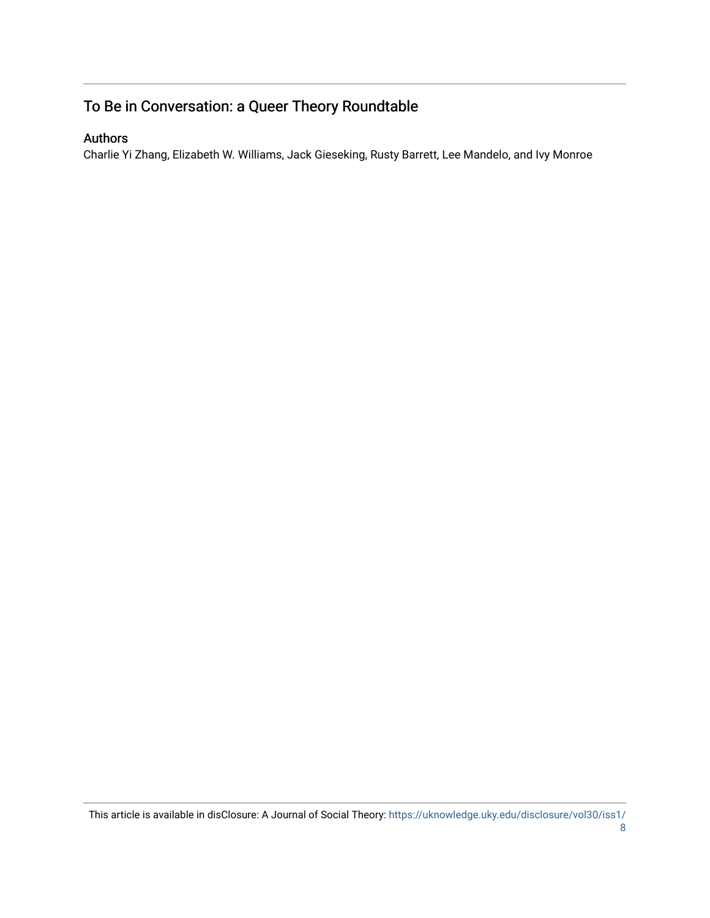## To Be in Conversation: a Queer Theory Roundtable

### Authors

Charlie Yi Zhang, Elizabeth W. Williams, Jack Gieseking, Rusty Barrett, Lee Mandelo, and Ivy Monroe

This article is available in disClosure: A Journal of Social Theory: https://uknowledge.uky.edu/disclosure/vol30/iss1/8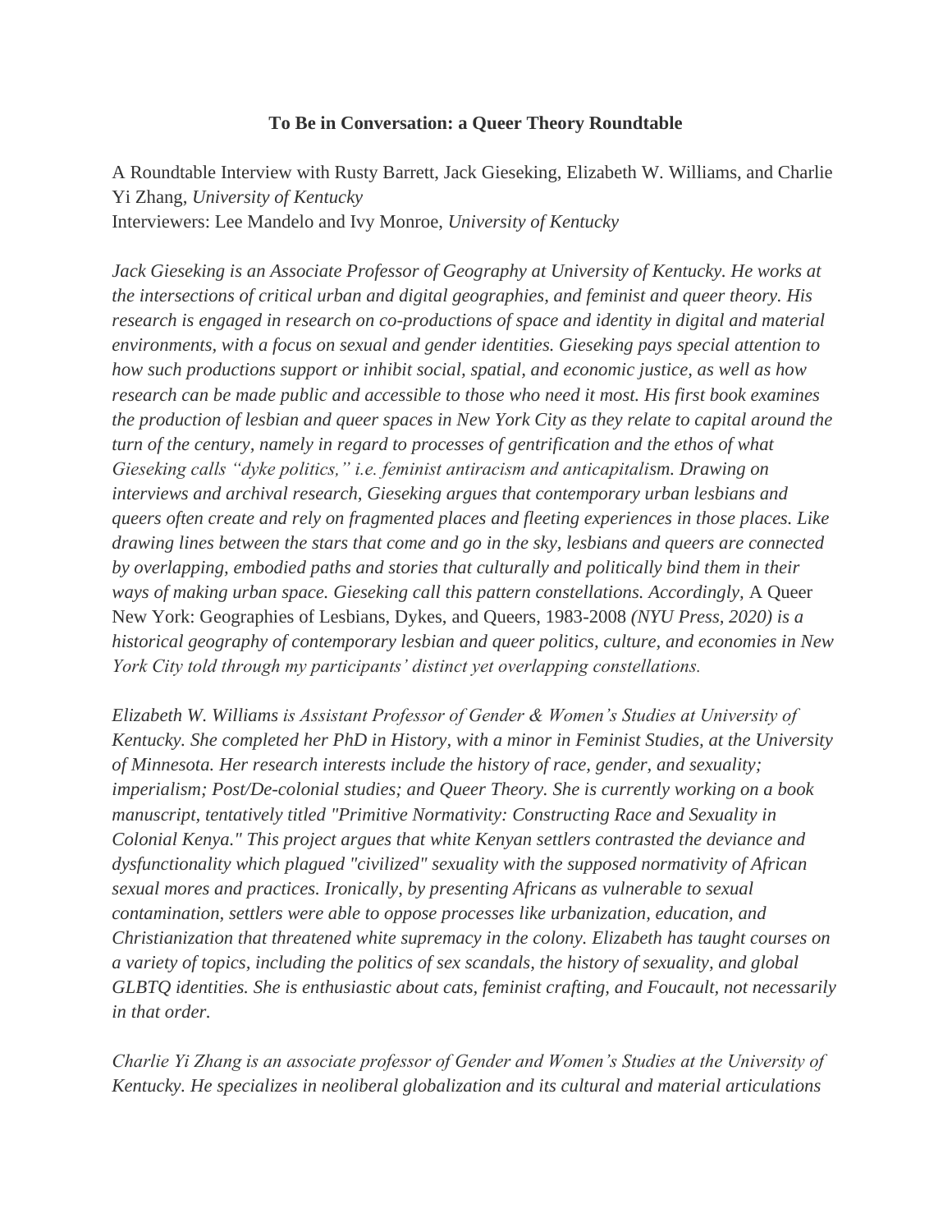**To Be in Conversation: a Queer Theory Roundtable**

A Roundtable Interview with Rusty Barrett, Jack Gieseking, Elizabeth W. Williams, and Charlie Yi Zhang, *University of Kentucky*
Interviewers: Lee Mandelo and Ivy Monroe, *University of Kentucky*

*Jack Gieseking is an Associate Professor of Geography at University of Kentucky. He works at the intersections of critical urban and digital geographies, and feminist and queer theory. His research is engaged in research on co-productions of space and identity in digital and material environments, with a focus on sexual and gender identities. Gieseking pays special attention to how such productions support or inhibit social, spatial, and economic justice, as well as how research can be made public and accessible to those who need it most. His first book examines the production of lesbian and queer spaces in New York City as they relate to capital around the turn of the century, namely in regard to processes of gentrification and the ethos of what Gieseking calls "dyke politics," i.e. feminist antiracism and anticapitalism. Drawing on interviews and archival research, Gieseking argues that contemporary urban lesbians and queers often create and rely on fragmented places and fleeting experiences in those places. Like drawing lines between the stars that come and go in the sky, lesbians and queers are connected by overlapping, embodied paths and stories that culturally and politically bind them in their ways of making urban space. Gieseking call this pattern constellations. Accordingly,* A Queer New York: Geographies of Lesbians, Dykes, and Queers, 1983-2008 *(NYU Press, 2020) is a historical geography of contemporary lesbian and queer politics, culture, and economies in New York City told through my participants' distinct yet overlapping constellations.*

*Elizabeth W. Williams is Assistant Professor of Gender & Women's Studies at University of Kentucky. She completed her PhD in History, with a minor in Feminist Studies, at the University of Minnesota. Her research interests include the history of race, gender, and sexuality; imperialism; Post/De-colonial studies; and Queer Theory. She is currently working on a book manuscript, tentatively titled "Primitive Normativity: Constructing Race and Sexuality in Colonial Kenya." This project argues that white Kenyan settlers contrasted the deviance and dysfunctionality which plagued "civilized" sexuality with the supposed normativity of African sexual mores and practices. Ironically, by presenting Africans as vulnerable to sexual contamination, settlers were able to oppose processes like urbanization, education, and Christianization that threatened white supremacy in the colony. Elizabeth has taught courses on a variety of topics, including the politics of sex scandals, the history of sexuality, and global GLBTQ identities. She is enthusiastic about cats, feminist crafting, and Foucault, not necessarily in that order.*

*Charlie Yi Zhang is an associate professor of Gender and Women's Studies at the University of Kentucky. He specializes in neoliberal globalization and its cultural and material articulations*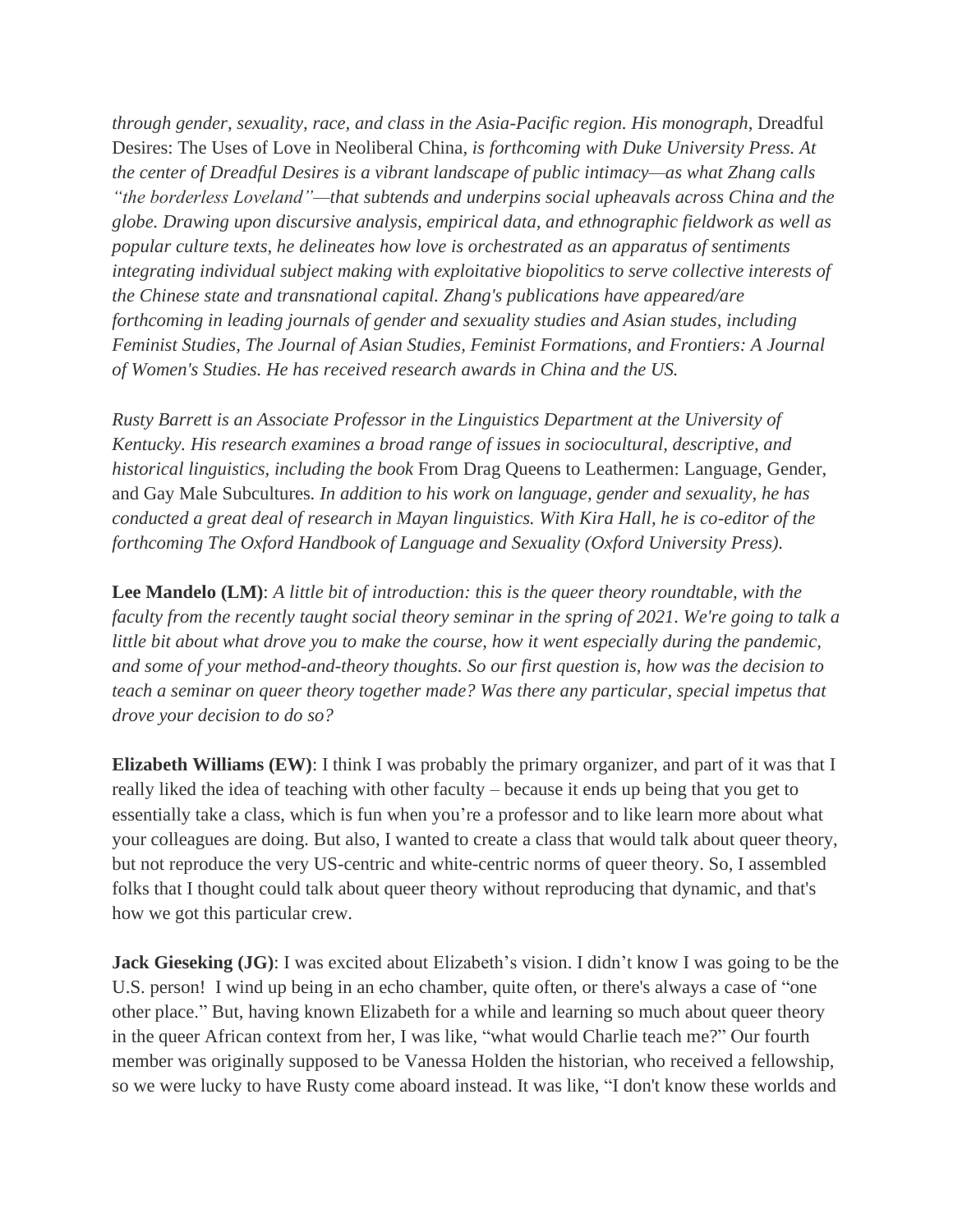*through gender, sexuality, race, and class in the Asia-Pacific region. His monograph,* Dreadful Desires: The Uses of Love in Neoliberal China*, is forthcoming with Duke University Press. At the center of Dreadful Desires is a vibrant landscape of public intimacy—as what Zhang calls "the borderless Loveland"—that subtends and underpins social upheavals across China and the globe. Drawing upon discursive analysis, empirical data, and ethnographic fieldwork as well as popular culture texts, he delineates how love is orchestrated as an apparatus of sentiments integrating individual subject making with exploitative biopolitics to serve collective interests of the Chinese state and transnational capital. Zhang's publications have appeared/are forthcoming in leading journals of gender and sexuality studies and Asian studes, including Feminist Studies, The Journal of Asian Studies, Feminist Formations, and Frontiers: A Journal of Women's Studies. He has received research awards in China and the US.*

*Rusty Barrett is an Associate Professor in the Linguistics Department at the University of Kentucky. His research examines a broad range of issues in sociocultural, descriptive, and historical linguistics, including the book* From Drag Queens to Leathermen: Language, Gender, and Gay Male Subcultures*. In addition to his work on language, gender and sexuality, he has conducted a great deal of research in Mayan linguistics. With Kira Hall, he is co-editor of the forthcoming The Oxford Handbook of Language and Sexuality (Oxford University Press).*

**Lee Mandelo (LM)**: *A little bit of introduction: this is the queer theory roundtable, with the faculty from the recently taught social theory seminar in the spring of 2021. We're going to talk a little bit about what drove you to make the course, how it went especially during the pandemic, and some of your method-and-theory thoughts. So our first question is, how was the decision to teach a seminar on queer theory together made? Was there any particular, special impetus that drove your decision to do so?*

**Elizabeth Williams (EW)**: I think I was probably the primary organizer, and part of it was that I really liked the idea of teaching with other faculty – because it ends up being that you get to essentially take a class, which is fun when you're a professor and to like learn more about what your colleagues are doing. But also, I wanted to create a class that would talk about queer theory, but not reproduce the very US-centric and white-centric norms of queer theory. So, I assembled folks that I thought could talk about queer theory without reproducing that dynamic, and that's how we got this particular crew.

**Jack Gieseking (JG)**: I was excited about Elizabeth's vision. I didn't know I was going to be the U.S. person! I wind up being in an echo chamber, quite often, or there's always a case of "one other place." But, having known Elizabeth for a while and learning so much about queer theory in the queer African context from her, I was like, "what would Charlie teach me?" Our fourth member was originally supposed to be Vanessa Holden the historian, who received a fellowship, so we were lucky to have Rusty come aboard instead. It was like, "I don't know these worlds and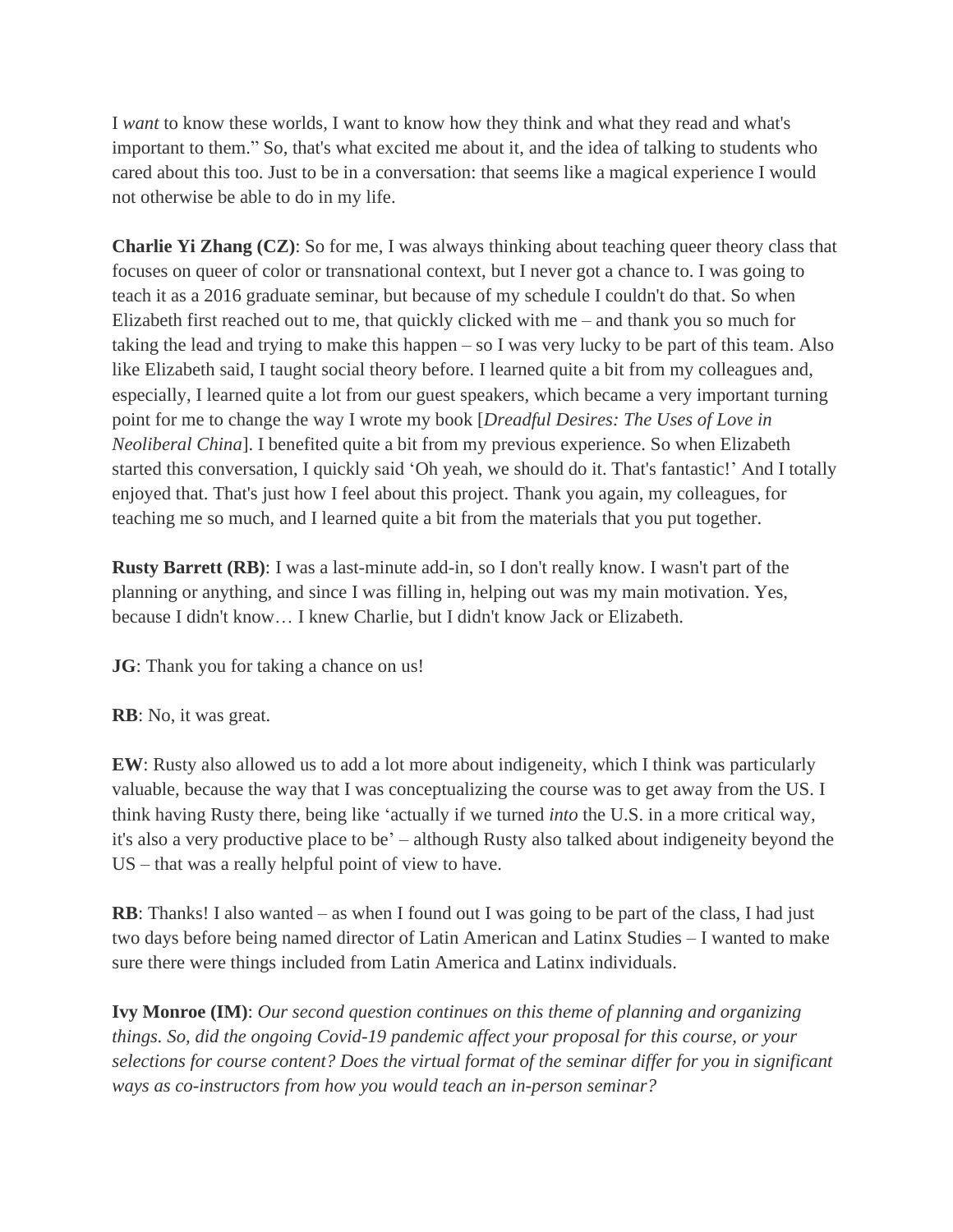I *want* to know these worlds, I want to know how they think and what they read and what's important to them." So, that's what excited me about it, and the idea of talking to students who cared about this too. Just to be in a conversation: that seems like a magical experience I would not otherwise be able to do in my life.

**Charlie Yi Zhang (CZ)**: So for me, I was always thinking about teaching queer theory class that focuses on queer of color or transnational context, but I never got a chance to. I was going to teach it as a 2016 graduate seminar, but because of my schedule I couldn't do that. So when Elizabeth first reached out to me, that quickly clicked with me – and thank you so much for taking the lead and trying to make this happen – so I was very lucky to be part of this team. Also like Elizabeth said, I taught social theory before. I learned quite a bit from my colleagues and, especially, I learned quite a lot from our guest speakers, which became a very important turning point for me to change the way I wrote my book [*Dreadful Desires: The Uses of Love in Neoliberal China*]. I benefited quite a bit from my previous experience. So when Elizabeth started this conversation, I quickly said 'Oh yeah, we should do it. That's fantastic!' And I totally enjoyed that. That's just how I feel about this project. Thank you again, my colleagues, for teaching me so much, and I learned quite a bit from the materials that you put together.

**Rusty Barrett (RB)**: I was a last-minute add-in, so I don't really know. I wasn't part of the planning or anything, and since I was filling in, helping out was my main motivation. Yes, because I didn't know… I knew Charlie, but I didn't know Jack or Elizabeth.

**JG**: Thank you for taking a chance on us!

**RB**: No, it was great.

**EW**: Rusty also allowed us to add a lot more about indigeneity, which I think was particularly valuable, because the way that I was conceptualizing the course was to get away from the US. I think having Rusty there, being like 'actually if we turned *into* the U.S. in a more critical way, it's also a very productive place to be' – although Rusty also talked about indigeneity beyond the US – that was a really helpful point of view to have.

**RB**: Thanks! I also wanted – as when I found out I was going to be part of the class, I had just two days before being named director of Latin American and Latinx Studies – I wanted to make sure there were things included from Latin America and Latinx individuals.

**Ivy Monroe (IM)**: *Our second question continues on this theme of planning and organizing things. So, did the ongoing Covid-19 pandemic affect your proposal for this course, or your selections for course content? Does the virtual format of the seminar differ for you in significant ways as co-instructors from how you would teach an in-person seminar?*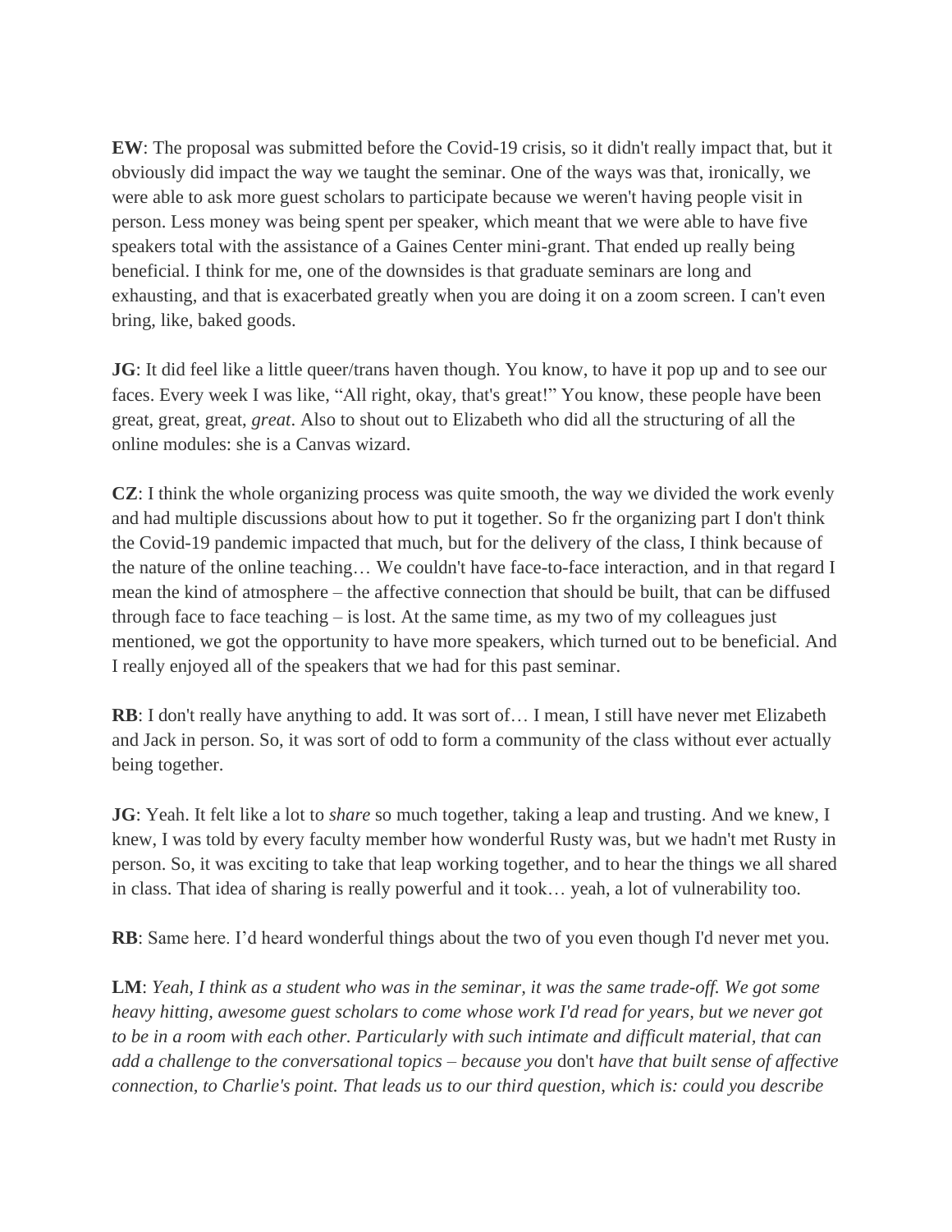**EW**: The proposal was submitted before the Covid-19 crisis, so it didn't really impact that, but it obviously did impact the way we taught the seminar. One of the ways was that, ironically, we were able to ask more guest scholars to participate because we weren't having people visit in person. Less money was being spent per speaker, which meant that we were able to have five speakers total with the assistance of a Gaines Center mini-grant. That ended up really being beneficial. I think for me, one of the downsides is that graduate seminars are long and exhausting, and that is exacerbated greatly when you are doing it on a zoom screen. I can't even bring, like, baked goods.

**JG**: It did feel like a little queer/trans haven though. You know, to have it pop up and to see our faces. Every week I was like, "All right, okay, that's great!" You know, these people have been great, great, great, *great*. Also to shout out to Elizabeth who did all the structuring of all the online modules: she is a Canvas wizard.

**CZ**: I think the whole organizing process was quite smooth, the way we divided the work evenly and had multiple discussions about how to put it together. So fr the organizing part I don't think the Covid-19 pandemic impacted that much, but for the delivery of the class, I think because of the nature of the online teaching… We couldn't have face-to-face interaction, and in that regard I mean the kind of atmosphere – the affective connection that should be built, that can be diffused through face to face teaching – is lost. At the same time, as my two of my colleagues just mentioned, we got the opportunity to have more speakers, which turned out to be beneficial. And I really enjoyed all of the speakers that we had for this past seminar.

**RB**: I don't really have anything to add. It was sort of… I mean, I still have never met Elizabeth and Jack in person. So, it was sort of odd to form a community of the class without ever actually being together.

**JG**: Yeah. It felt like a lot to *share* so much together, taking a leap and trusting. And we knew, I knew, I was told by every faculty member how wonderful Rusty was, but we hadn't met Rusty in person. So, it was exciting to take that leap working together, and to hear the things we all shared in class. That idea of sharing is really powerful and it took… yeah, a lot of vulnerability too.

**RB**: Same here. I'd heard wonderful things about the two of you even though I'd never met you.

**LM**: *Yeah, I think as a student who was in the seminar, it was the same trade-off. We got some heavy hitting, awesome guest scholars to come whose work I'd read for years, but we never got to be in a room with each other. Particularly with such intimate and difficult material, that can add a challenge to the conversational topics – because you* don't *have that built sense of affective connection, to Charlie's point. That leads us to our third question, which is: could you describe*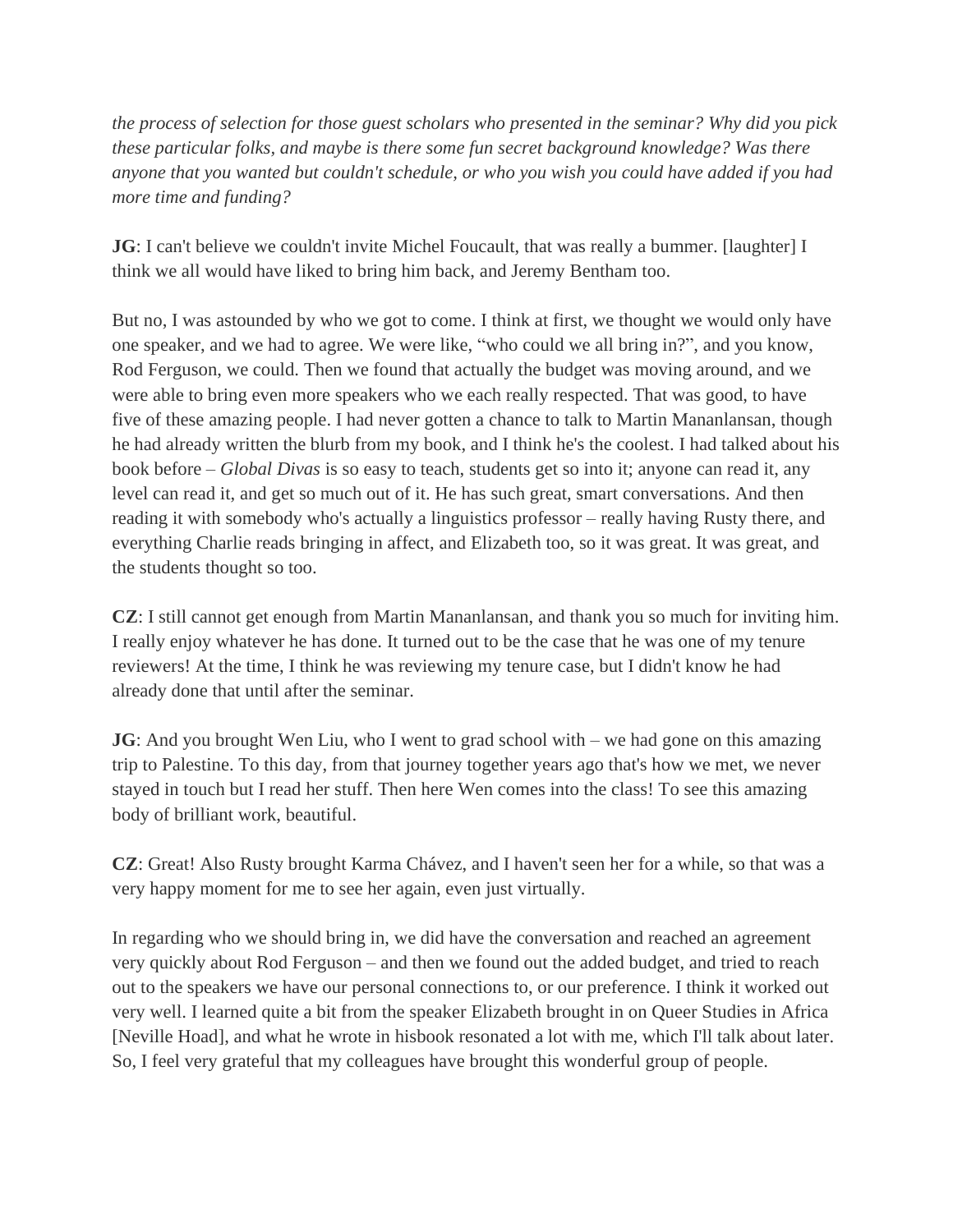*the process of selection for those guest scholars who presented in the seminar? Why did you pick these particular folks, and maybe is there some fun secret background knowledge? Was there anyone that you wanted but couldn't schedule, or who you wish you could have added if you had more time and funding?*

**JG**: I can't believe we couldn't invite Michel Foucault, that was really a bummer. [laughter] I think we all would have liked to bring him back, and Jeremy Bentham too.

But no, I was astounded by who we got to come. I think at first, we thought we would only have one speaker, and we had to agree. We were like, "who could we all bring in?", and you know, Rod Ferguson, we could. Then we found that actually the budget was moving around, and we were able to bring even more speakers who we each really respected. That was good, to have five of these amazing people. I had never gotten a chance to talk to Martin Mananlansan, though he had already written the blurb from my book, and I think he's the coolest. I had talked about his book before – *Global Divas* is so easy to teach, students get so into it; anyone can read it, any level can read it, and get so much out of it. He has such great, smart conversations. And then reading it with somebody who's actually a linguistics professor – really having Rusty there, and everything Charlie reads bringing in affect, and Elizabeth too, so it was great. It was great, and the students thought so too.

**CZ**: I still cannot get enough from Martin Mananlansan, and thank you so much for inviting him. I really enjoy whatever he has done. It turned out to be the case that he was one of my tenure reviewers! At the time, I think he was reviewing my tenure case, but I didn't know he had already done that until after the seminar.

**JG**: And you brought Wen Liu, who I went to grad school with – we had gone on this amazing trip to Palestine. To this day, from that journey together years ago that's how we met, we never stayed in touch but I read her stuff. Then here Wen comes into the class! To see this amazing body of brilliant work, beautiful.

**CZ**: Great! Also Rusty brought Karma Chávez, and I haven't seen her for a while, so that was a very happy moment for me to see her again, even just virtually.

In regarding who we should bring in, we did have the conversation and reached an agreement very quickly about Rod Ferguson – and then we found out the added budget, and tried to reach out to the speakers we have our personal connections to, or our preference. I think it worked out very well. I learned quite a bit from the speaker Elizabeth brought in on Queer Studies in Africa [Neville Hoad], and what he wrote in hisbook resonated a lot with me, which I'll talk about later. So, I feel very grateful that my colleagues have brought this wonderful group of people.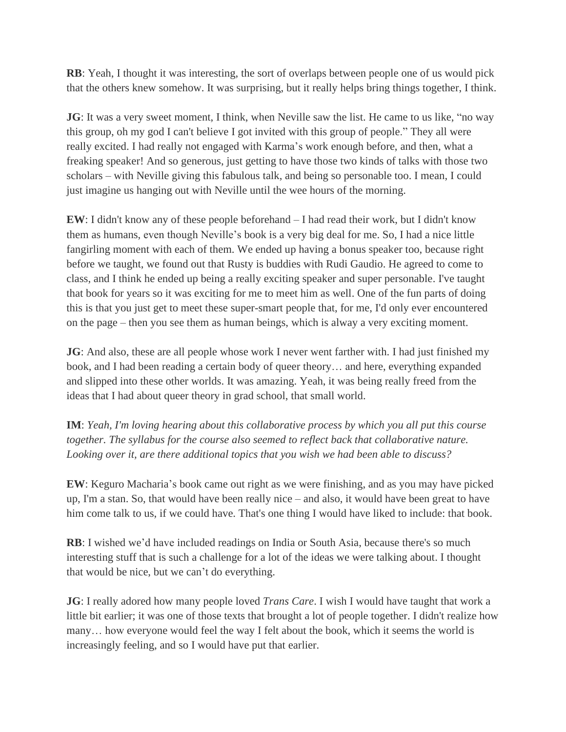**RB**: Yeah, I thought it was interesting, the sort of overlaps between people one of us would pick that the others knew somehow. It was surprising, but it really helps bring things together, I think.

**JG**: It was a very sweet moment, I think, when Neville saw the list. He came to us like, "no way this group, oh my god I can't believe I got invited with this group of people." They all were really excited. I had really not engaged with Karma's work enough before, and then, what a freaking speaker! And so generous, just getting to have those two kinds of talks with those two scholars – with Neville giving this fabulous talk, and being so personable too. I mean, I could just imagine us hanging out with Neville until the wee hours of the morning.

**EW**: I didn't know any of these people beforehand – I had read their work, but I didn't know them as humans, even though Neville's book is a very big deal for me. So, I had a nice little fangirling moment with each of them. We ended up having a bonus speaker too, because right before we taught, we found out that Rusty is buddies with Rudi Gaudio. He agreed to come to class, and I think he ended up being a really exciting speaker and super personable. I've taught that book for years so it was exciting for me to meet him as well. One of the fun parts of doing this is that you just get to meet these super-smart people that, for me, I'd only ever encountered on the page – then you see them as human beings, which is alway a very exciting moment.

**JG**: And also, these are all people whose work I never went farther with. I had just finished my book, and I had been reading a certain body of queer theory… and here, everything expanded and slipped into these other worlds. It was amazing. Yeah, it was being really freed from the ideas that I had about queer theory in grad school, that small world.

**IM**: *Yeah, I'm loving hearing about this collaborative process by which you all put this course together. The syllabus for the course also seemed to reflect back that collaborative nature. Looking over it, are there additional topics that you wish we had been able to discuss?*

**EW**: Keguro Macharia's book came out right as we were finishing, and as you may have picked up, I'm a stan. So, that would have been really nice – and also, it would have been great to have him come talk to us, if we could have. That's one thing I would have liked to include: that book.

**RB**: I wished we'd have included readings on India or South Asia, because there's so much interesting stuff that is such a challenge for a lot of the ideas we were talking about. I thought that would be nice, but we can't do everything.

**JG**: I really adored how many people loved *Trans Care*. I wish I would have taught that work a little bit earlier; it was one of those texts that brought a lot of people together. I didn't realize how many… how everyone would feel the way I felt about the book, which it seems the world is increasingly feeling, and so I would have put that earlier.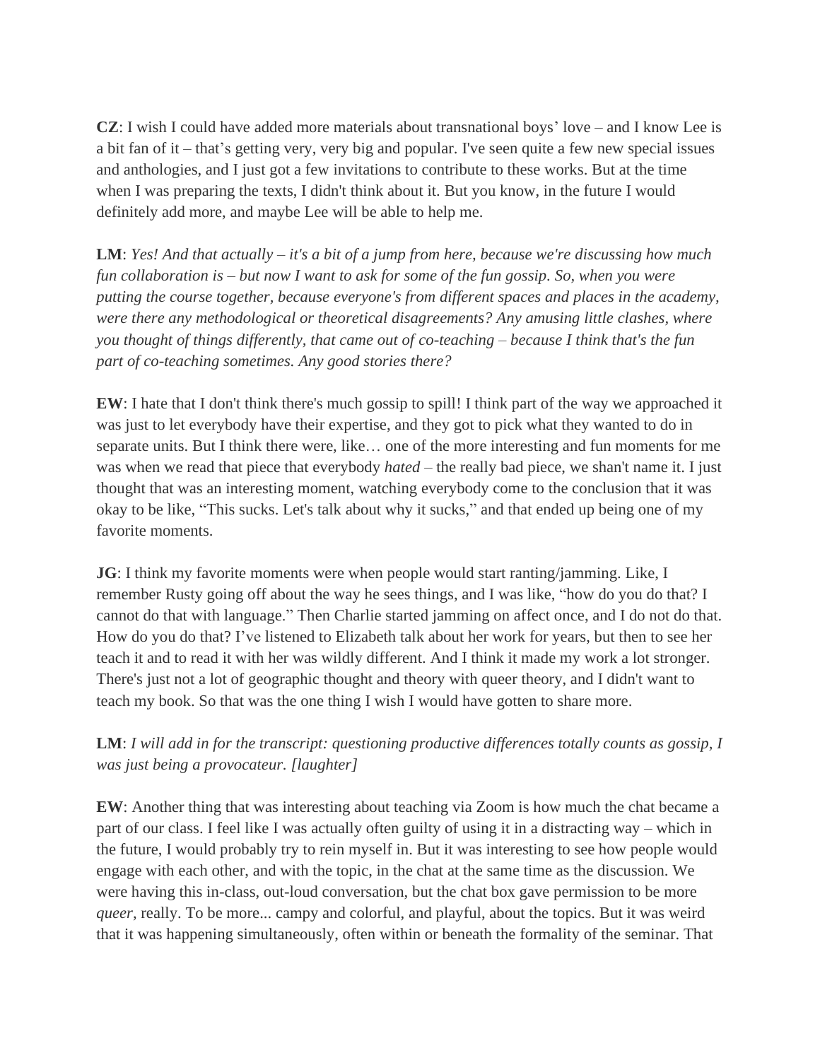**CZ**: I wish I could have added more materials about transnational boys' love – and I know Lee is a bit fan of it – that's getting very, very big and popular. I've seen quite a few new special issues and anthologies, and I just got a few invitations to contribute to these works. But at the time when I was preparing the texts, I didn't think about it. But you know, in the future I would definitely add more, and maybe Lee will be able to help me.

**LM**: *Yes! And that actually – it's a bit of a jump from here, because we're discussing how much fun collaboration is – but now I want to ask for some of the fun gossip. So, when you were putting the course together, because everyone's from different spaces and places in the academy, were there any methodological or theoretical disagreements? Any amusing little clashes, where you thought of things differently, that came out of co-teaching – because I think that's the fun part of co-teaching sometimes. Any good stories there?*

**EW**: I hate that I don't think there's much gossip to spill! I think part of the way we approached it was just to let everybody have their expertise, and they got to pick what they wanted to do in separate units. But I think there were, like… one of the more interesting and fun moments for me was when we read that piece that everybody *hated* – the really bad piece, we shan't name it. I just thought that was an interesting moment, watching everybody come to the conclusion that it was okay to be like, "This sucks. Let's talk about why it sucks," and that ended up being one of my favorite moments.

**JG**: I think my favorite moments were when people would start ranting/jamming. Like, I remember Rusty going off about the way he sees things, and I was like, "how do you do that? I cannot do that with language." Then Charlie started jamming on affect once, and I do not do that. How do you do that? I've listened to Elizabeth talk about her work for years, but then to see her teach it and to read it with her was wildly different. And I think it made my work a lot stronger. There's just not a lot of geographic thought and theory with queer theory, and I didn't want to teach my book. So that was the one thing I wish I would have gotten to share more.

**LM**: *I will add in for the transcript: questioning productive differences totally counts as gossip, I was just being a provocateur. [laughter]*

**EW**: Another thing that was interesting about teaching via Zoom is how much the chat became a part of our class. I feel like I was actually often guilty of using it in a distracting way – which in the future, I would probably try to rein myself in. But it was interesting to see how people would engage with each other, and with the topic, in the chat at the same time as the discussion. We were having this in-class, out-loud conversation, but the chat box gave permission to be more *queer*, really. To be more... campy and colorful, and playful, about the topics. But it was weird that it was happening simultaneously, often within or beneath the formality of the seminar. That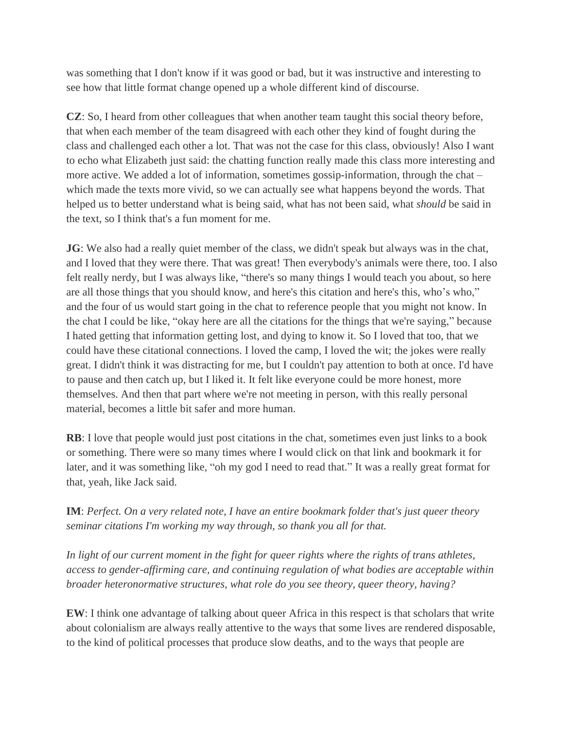was something that I don't know if it was good or bad, but it was instructive and interesting to see how that little format change opened up a whole different kind of discourse.

**CZ**: So, I heard from other colleagues that when another team taught this social theory before, that when each member of the team disagreed with each other they kind of fought during the class and challenged each other a lot. That was not the case for this class, obviously! Also I want to echo what Elizabeth just said: the chatting function really made this class more interesting and more active. We added a lot of information, sometimes gossip-information, through the chat – which made the texts more vivid, so we can actually see what happens beyond the words. That helped us to better understand what is being said, what has not been said, what *should* be said in the text, so I think that's a fun moment for me.

**JG**: We also had a really quiet member of the class, we didn't speak but always was in the chat, and I loved that they were there. That was great! Then everybody's animals were there, too. I also felt really nerdy, but I was always like, "there's so many things I would teach you about, so here are all those things that you should know, and here's this citation and here's this, who's who," and the four of us would start going in the chat to reference people that you might not know. In the chat I could be like, "okay here are all the citations for the things that we're saying," because I hated getting that information getting lost, and dying to know it. So I loved that too, that we could have these citational connections. I loved the camp, I loved the wit; the jokes were really great. I didn't think it was distracting for me, but I couldn't pay attention to both at once. I'd have to pause and then catch up, but I liked it. It felt like everyone could be more honest, more themselves. And then that part where we're not meeting in person, with this really personal material, becomes a little bit safer and more human.

**RB**: I love that people would just post citations in the chat, sometimes even just links to a book or something. There were so many times where I would click on that link and bookmark it for later, and it was something like, "oh my god I need to read that." It was a really great format for that, yeah, like Jack said.

**IM**: *Perfect. On a very related note, I have an entire bookmark folder that's just queer theory seminar citations I'm working my way through, so thank you all for that.*

*In light of our current moment in the fight for queer rights where the rights of trans athletes, access to gender-affirming care, and continuing regulation of what bodies are acceptable within broader heteronormative structures, what role do you see theory, queer theory, having?*

**EW**: I think one advantage of talking about queer Africa in this respect is that scholars that write about colonialism are always really attentive to the ways that some lives are rendered disposable, to the kind of political processes that produce slow deaths, and to the ways that people are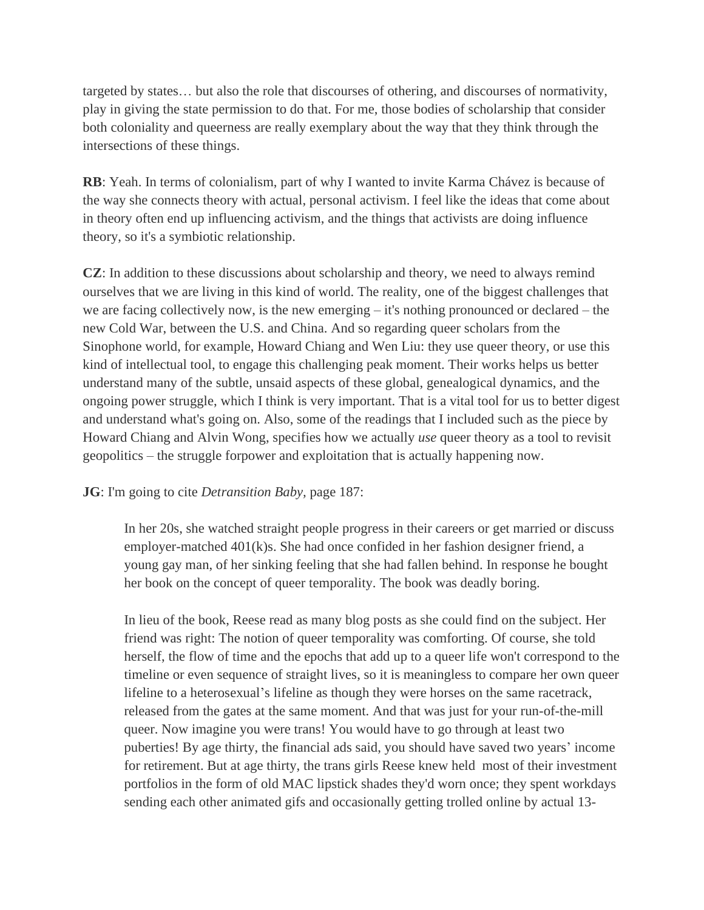targeted by states… but also the role that discourses of othering, and discourses of normativity, play in giving the state permission to do that. For me, those bodies of scholarship that consider both coloniality and queerness are really exemplary about the way that they think through the intersections of these things.

**RB**: Yeah. In terms of colonialism, part of why I wanted to invite Karma Chávez is because of the way she connects theory with actual, personal activism. I feel like the ideas that come about in theory often end up influencing activism, and the things that activists are doing influence theory, so it's a symbiotic relationship.

**CZ**: In addition to these discussions about scholarship and theory, we need to always remind ourselves that we are living in this kind of world. The reality, one of the biggest challenges that we are facing collectively now, is the new emerging – it's nothing pronounced or declared – the new Cold War, between the U.S. and China. And so regarding queer scholars from the Sinophone world, for example, Howard Chiang and Wen Liu: they use queer theory, or use this kind of intellectual tool, to engage this challenging peak moment. Their works helps us better understand many of the subtle, unsaid aspects of these global, genealogical dynamics, and the ongoing power struggle, which I think is very important. That is a vital tool for us to better digest and understand what's going on. Also, some of the readings that I included such as the piece by Howard Chiang and Alvin Wong, specifies how we actually *use* queer theory as a tool to revisit geopolitics – the struggle forpower and exploitation that is actually happening now.

**JG**: I'm going to cite *Detransition Baby,* page 187:

> In her 20s, she watched straight people progress in their careers or get married or discuss employer-matched 401(k)s. She had once confided in her fashion designer friend, a young gay man, of her sinking feeling that she had fallen behind. In response he bought her book on the concept of queer temporality. The book was deadly boring.
>
> In lieu of the book, Reese read as many blog posts as she could find on the subject. Her friend was right: The notion of queer temporality was comforting. Of course, she told herself, the flow of time and the epochs that add up to a queer life won't correspond to the timeline or even sequence of straight lives, so it is meaningless to compare her own queer lifeline to a heterosexual's lifeline as though they were horses on the same racetrack, released from the gates at the same moment. And that was just for your run-of-the-mill queer. Now imagine you were trans! You would have to go through at least two puberties! By age thirty, the financial ads said, you should have saved two years' income for retirement. But at age thirty, the trans girls Reese knew held most of their investment portfolios in the form of old MAC lipstick shades they'd worn once; they spent workdays sending each other animated gifs and occasionally getting trolled online by actual 13-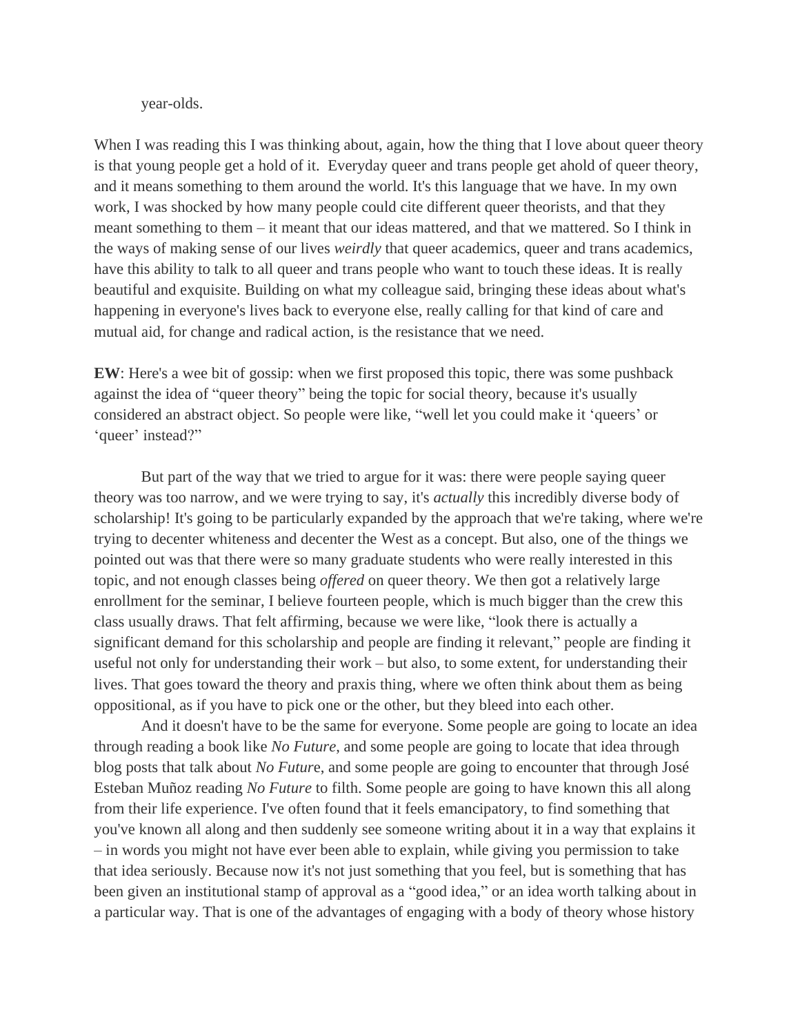year-olds.

When I was reading this I was thinking about, again, how the thing that I love about queer theory is that young people get a hold of it. Everyday queer and trans people get ahold of queer theory, and it means something to them around the world. It's this language that we have. In my own work, I was shocked by how many people could cite different queer theorists, and that they meant something to them – it meant that our ideas mattered, and that we mattered. So I think in the ways of making sense of our lives *weirdly* that queer academics, queer and trans academics, have this ability to talk to all queer and trans people who want to touch these ideas. It is really beautiful and exquisite. Building on what my colleague said, bringing these ideas about what's happening in everyone's lives back to everyone else, really calling for that kind of care and mutual aid, for change and radical action, is the resistance that we need.

**EW**: Here's a wee bit of gossip: when we first proposed this topic, there was some pushback against the idea of "queer theory" being the topic for social theory, because it's usually considered an abstract object. So people were like, "well let you could make it 'queers' or 'queer' instead?"

But part of the way that we tried to argue for it was: there were people saying queer theory was too narrow, and we were trying to say, it's *actually* this incredibly diverse body of scholarship! It's going to be particularly expanded by the approach that we're taking, where we're trying to decenter whiteness and decenter the West as a concept. But also, one of the things we pointed out was that there were so many graduate students who were really interested in this topic, and not enough classes being *offered* on queer theory. We then got a relatively large enrollment for the seminar, I believe fourteen people, which is much bigger than the crew this class usually draws. That felt affirming, because we were like, "look there is actually a significant demand for this scholarship and people are finding it relevant," people are finding it useful not only for understanding their work – but also, to some extent, for understanding their lives. That goes toward the theory and praxis thing, where we often think about them as being oppositional, as if you have to pick one or the other, but they bleed into each other.

And it doesn't have to be the same for everyone. Some people are going to locate an idea through reading a book like *No Future*, and some people are going to locate that idea through blog posts that talk about *No Future*, and some people are going to encounter that through José Esteban Muñoz reading *No Future* to filth. Some people are going to have known this all along from their life experience. I've often found that it feels emancipatory, to find something that you've known all along and then suddenly see someone writing about it in a way that explains it – in words you might not have ever been able to explain, while giving you permission to take that idea seriously. Because now it's not just something that you feel, but is something that has been given an institutional stamp of approval as a "good idea," or an idea worth talking about in a particular way. That is one of the advantages of engaging with a body of theory whose history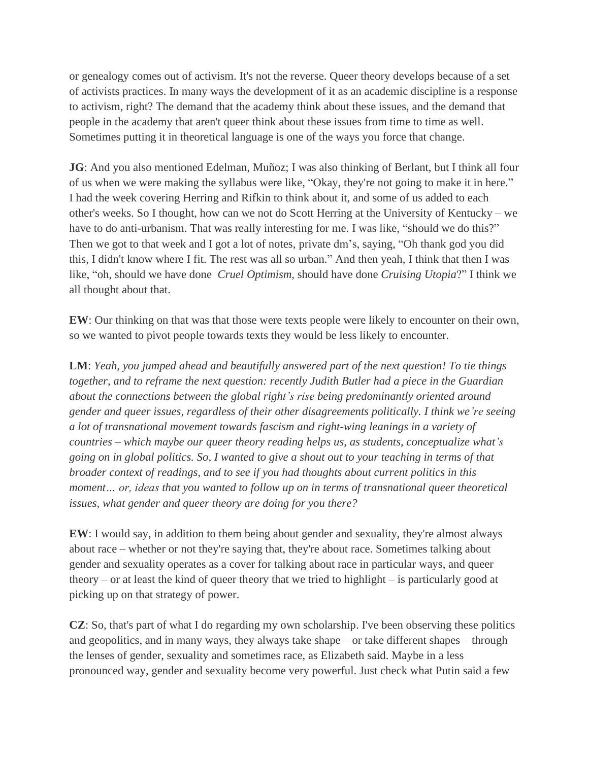or genealogy comes out of activism. It's not the reverse. Queer theory develops because of a set of activists practices. In many ways the development of it as an academic discipline is a response to activism, right? The demand that the academy think about these issues, and the demand that people in the academy that aren't queer think about these issues from time to time as well. Sometimes putting it in theoretical language is one of the ways you force that change.

**JG**: And you also mentioned Edelman, Muñoz; I was also thinking of Berlant, but I think all four of us when we were making the syllabus were like, "Okay, they're not going to make it in here." I had the week covering Herring and Rifkin to think about it, and some of us added to each other's weeks. So I thought, how can we not do Scott Herring at the University of Kentucky – we have to do anti-urbanism. That was really interesting for me. I was like, "should we do this?" Then we got to that week and I got a lot of notes, private dm's, saying, "Oh thank god you did this, I didn't know where I fit. The rest was all so urban." And then yeah, I think that then I was like, "oh, should we have done *Cruel Optimism*, should have done *Cruising Utopia*?" I think we all thought about that.

**EW**: Our thinking on that was that those were texts people were likely to encounter on their own, so we wanted to pivot people towards texts they would be less likely to encounter.

**LM**: *Yeah, you jumped ahead and beautifully answered part of the next question! To tie things together, and to reframe the next question: recently Judith Butler had a piece in the Guardian about the connections between the global right's rise being predominantly oriented around gender and queer issues, regardless of their other disagreements politically. I think we're seeing a lot of transnational movement towards fascism and right-wing leanings in a variety of countries – which maybe our queer theory reading helps us, as students, conceptualize what's going on in global politics. So, I wanted to give a shout out to your teaching in terms of that broader context of readings, and to see if you had thoughts about current politics in this moment… or, ideas that you wanted to follow up on in terms of transnational queer theoretical issues, what gender and queer theory are doing for you there?*

**EW**: I would say, in addition to them being about gender and sexuality, they're almost always about race – whether or not they're saying that, they're about race. Sometimes talking about gender and sexuality operates as a cover for talking about race in particular ways, and queer theory – or at least the kind of queer theory that we tried to highlight – is particularly good at picking up on that strategy of power.

**CZ**: So, that's part of what I do regarding my own scholarship. I've been observing these politics and geopolitics, and in many ways, they always take shape – or take different shapes – through the lenses of gender, sexuality and sometimes race, as Elizabeth said. Maybe in a less pronounced way, gender and sexuality become very powerful. Just check what Putin said a few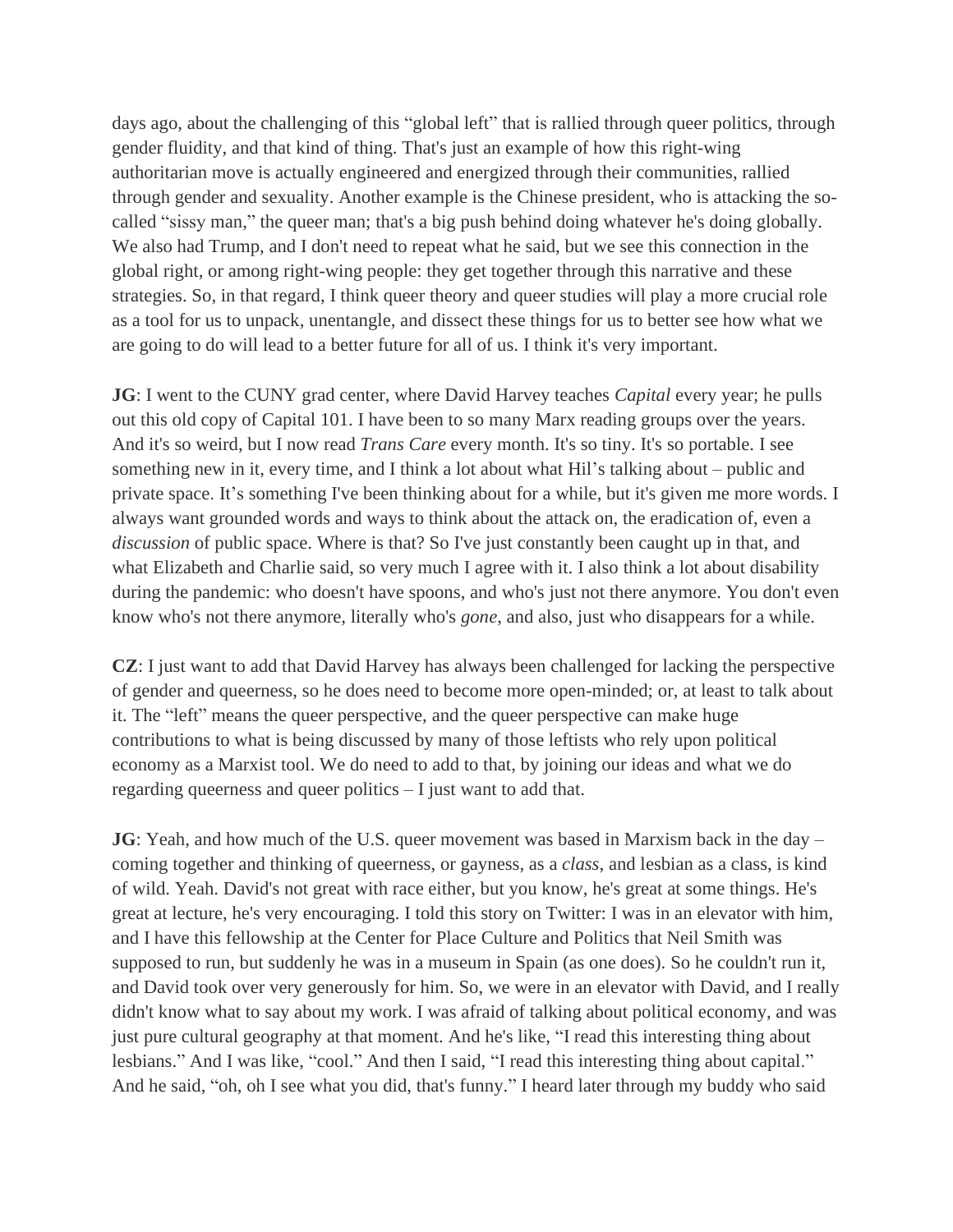days ago, about the challenging of this "global left" that is rallied through queer politics, through gender fluidity, and that kind of thing. That's just an example of how this right-wing authoritarian move is actually engineered and energized through their communities, rallied through gender and sexuality. Another example is the Chinese president, who is attacking the so-called "sissy man," the queer man; that's a big push behind doing whatever he's doing globally. We also had Trump, and I don't need to repeat what he said, but we see this connection in the global right, or among right-wing people: they get together through this narrative and these strategies. So, in that regard, I think queer theory and queer studies will play a more crucial role as a tool for us to unpack, unentangle, and dissect these things for us to better see how what we are going to do will lead to a better future for all of us. I think it's very important.

**JG**: I went to the CUNY grad center, where David Harvey teaches *Capital* every year; he pulls out this old copy of Capital 101. I have been to so many Marx reading groups over the years. And it's so weird, but I now read *Trans Care* every month. It's so tiny. It's so portable. I see something new in it, every time, and I think a lot about what Hil's talking about – public and private space. It's something I've been thinking about for a while, but it's given me more words. I always want grounded words and ways to think about the attack on, the eradication of, even a *discussion* of public space. Where is that? So I've just constantly been caught up in that, and what Elizabeth and Charlie said, so very much I agree with it. I also think a lot about disability during the pandemic: who doesn't have spoons, and who's just not there anymore. You don't even know who's not there anymore, literally who's *gone*, and also, just who disappears for a while.

**CZ**: I just want to add that David Harvey has always been challenged for lacking the perspective of gender and queerness, so he does need to become more open-minded; or, at least to talk about it. The "left" means the queer perspective, and the queer perspective can make huge contributions to what is being discussed by many of those leftists who rely upon political economy as a Marxist tool. We do need to add to that, by joining our ideas and what we do regarding queerness and queer politics – I just want to add that.

**JG**: Yeah, and how much of the U.S. queer movement was based in Marxism back in the day – coming together and thinking of queerness, or gayness, as a *class*, and lesbian as a class, is kind of wild. Yeah. David's not great with race either, but you know, he's great at some things. He's great at lecture, he's very encouraging. I told this story on Twitter: I was in an elevator with him, and I have this fellowship at the Center for Place Culture and Politics that Neil Smith was supposed to run, but suddenly he was in a museum in Spain (as one does). So he couldn't run it, and David took over very generously for him. So, we were in an elevator with David, and I really didn't know what to say about my work. I was afraid of talking about political economy, and was just pure cultural geography at that moment. And he's like, "I read this interesting thing about lesbians." And I was like, "cool." And then I said, "I read this interesting thing about capital." And he said, "oh, oh I see what you did, that's funny." I heard later through my buddy who said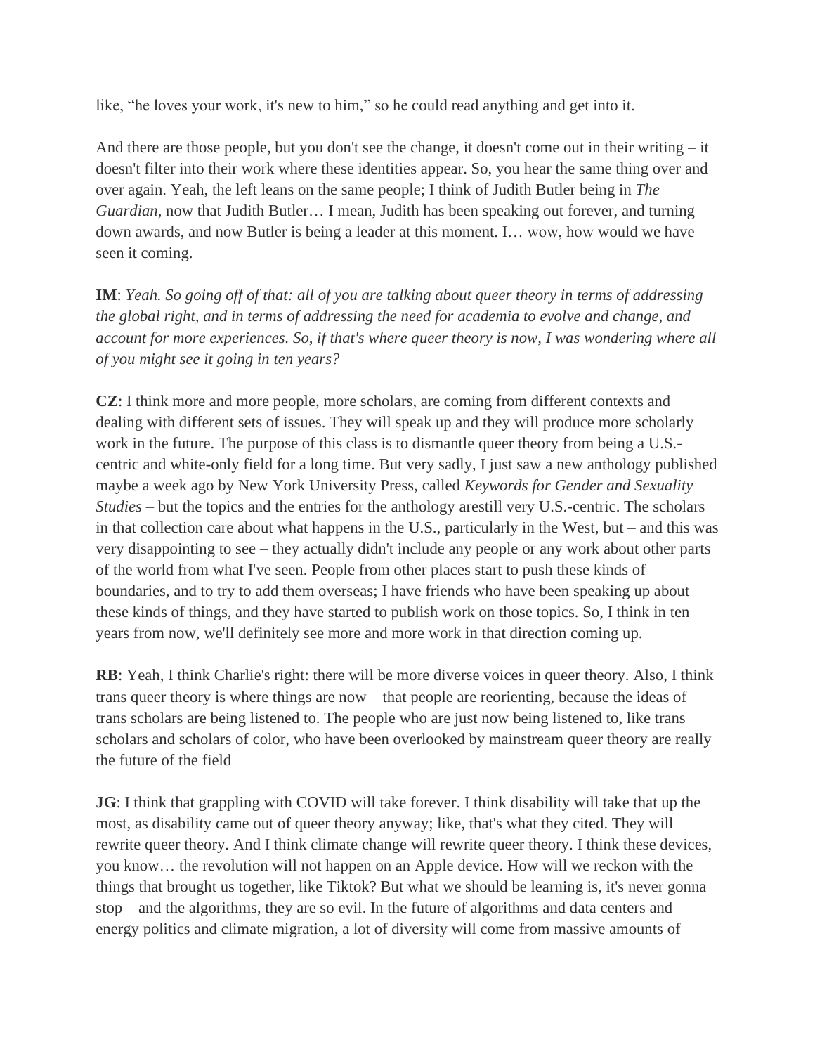like, “he loves your work, it's new to him,” so he could read anything and get into it.

And there are those people, but you don't see the change, it doesn't come out in their writing – it doesn't filter into their work where these identities appear. So, you hear the same thing over and over again. Yeah, the left leans on the same people; I think of Judith Butler being in *The Guardian*, now that Judith Butler… I mean, Judith has been speaking out forever, and turning down awards, and now Butler is being a leader at this moment. I… wow, how would we have seen it coming.

**IM**: *Yeah. So going off of that: all of you are talking about queer theory in terms of addressing the global right, and in terms of addressing the need for academia to evolve and change, and account for more experiences. So, if that's where queer theory is now, I was wondering where all of you might see it going in ten years?*

**CZ**: I think more and more people, more scholars, are coming from different contexts and dealing with different sets of issues. They will speak up and they will produce more scholarly work in the future. The purpose of this class is to dismantle queer theory from being a U.S.-centric and white-only field for a long time. But very sadly, I just saw a new anthology published maybe a week ago by New York University Press, called *Keywords for Gender and Sexuality Studies* – but the topics and the entries for the anthology arestill very U.S.-centric. The scholars in that collection care about what happens in the U.S., particularly in the West, but – and this was very disappointing to see – they actually didn't include any people or any work about other parts of the world from what I've seen. People from other places start to push these kinds of boundaries, and to try to add them overseas; I have friends who have been speaking up about these kinds of things, and they have started to publish work on those topics. So, I think in ten years from now, we'll definitely see more and more work in that direction coming up.

**RB**: Yeah, I think Charlie's right: there will be more diverse voices in queer theory. Also, I think trans queer theory is where things are now – that people are reorienting, because the ideas of trans scholars are being listened to. The people who are just now being listened to, like trans scholars and scholars of color, who have been overlooked by mainstream queer theory are really the future of the field

**JG**: I think that grappling with COVID will take forever. I think disability will take that up the most, as disability came out of queer theory anyway; like, that's what they cited. They will rewrite queer theory. And I think climate change will rewrite queer theory. I think these devices, you know… the revolution will not happen on an Apple device. How will we reckon with the things that brought us together, like Tiktok? But what we should be learning is, it's never gonna stop – and the algorithms, they are so evil. In the future of algorithms and data centers and energy politics and climate migration, a lot of diversity will come from massive amounts of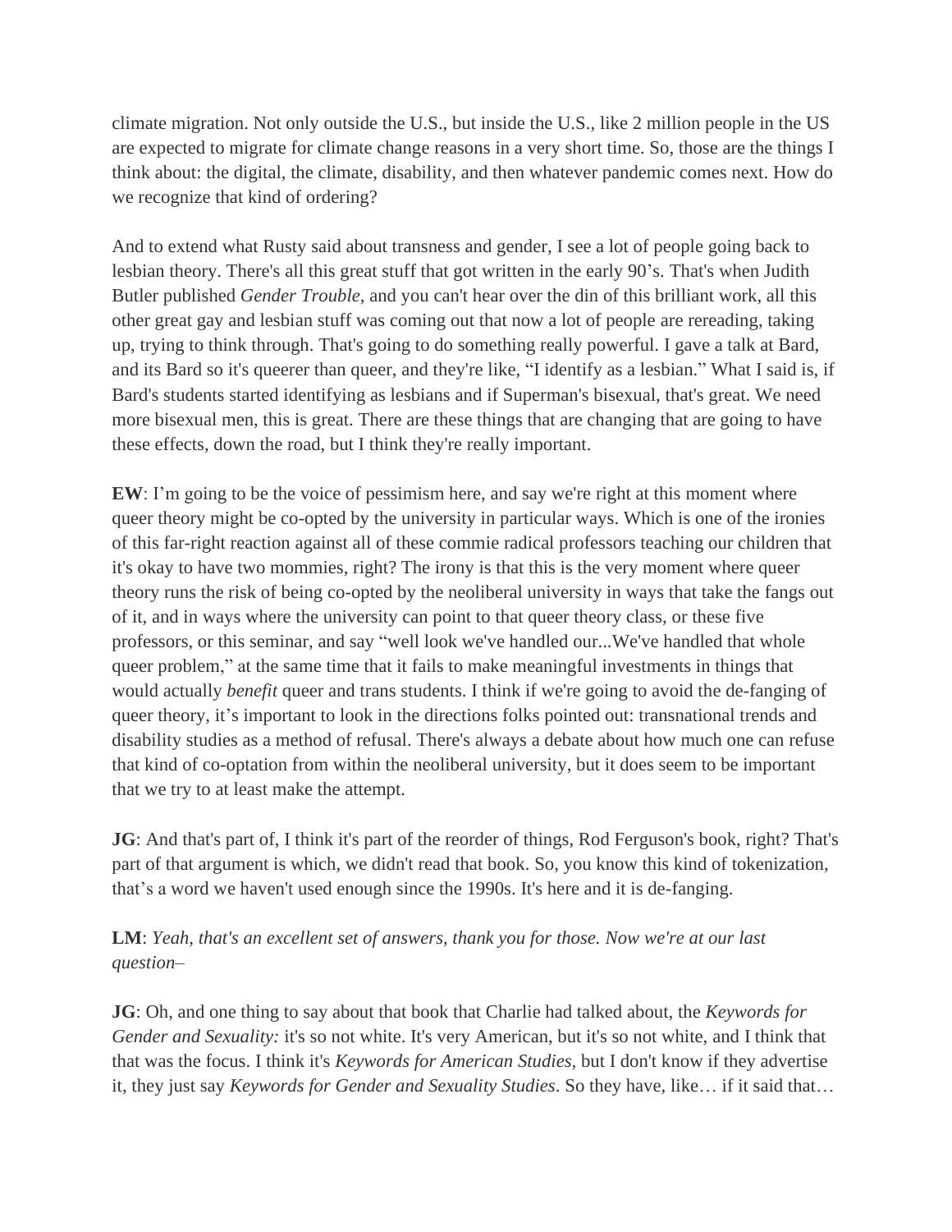climate migration. Not only outside the U.S., but inside the U.S., like 2 million people in the US are expected to migrate for climate change reasons in a very short time. So, those are the things I think about: the digital, the climate, disability, and then whatever pandemic comes next. How do we recognize that kind of ordering?

And to extend what Rusty said about transness and gender, I see a lot of people going back to lesbian theory. There's all this great stuff that got written in the early 90's. That's when Judith Butler published *Gender Trouble*, and you can't hear over the din of this brilliant work, all this other great gay and lesbian stuff was coming out that now a lot of people are rereading, taking up, trying to think through. That's going to do something really powerful. I gave a talk at Bard, and its Bard so it's queerer than queer, and they're like, "I identify as a lesbian." What I said is, if Bard's students started identifying as lesbians and if Superman's bisexual, that's great. We need more bisexual men, this is great. There are these things that are changing that are going to have these effects, down the road, but I think they're really important.

**EW**: I'm going to be the voice of pessimism here, and say we're right at this moment where queer theory might be co-opted by the university in particular ways. Which is one of the ironies of this far-right reaction against all of these commie radical professors teaching our children that it's okay to have two mommies, right? The irony is that this is the very moment where queer theory runs the risk of being co-opted by the neoliberal university in ways that take the fangs out of it, and in ways where the university can point to that queer theory class, or these five professors, or this seminar, and say "well look we've handled our...We've handled that whole queer problem," at the same time that it fails to make meaningful investments in things that would actually *benefit* queer and trans students. I think if we're going to avoid the de-fanging of queer theory, it's important to look in the directions folks pointed out: transnational trends and disability studies as a method of refusal. There's always a debate about how much one can refuse that kind of co-optation from within the neoliberal university, but it does seem to be important that we try to at least make the attempt.

**JG**: And that's part of, I think it's part of the reorder of things, Rod Ferguson's book, right? That's part of that argument is which, we didn't read that book. So, you know this kind of tokenization, that's a word we haven't used enough since the 1990s. It's here and it is de-fanging.

**LM**: *Yeah, that's an excellent set of answers, thank you for those. Now we're at our last question–*

**JG**: Oh, and one thing to say about that book that Charlie had talked about, the *Keywords for Gender and Sexuality:* it's so not white. It's very American, but it's so not white, and I think that that was the focus. I think it's *Keywords for American Studies,* but I don't know if they advertise it, they just say *Keywords for Gender and Sexuality Studies*. So they have, like… if it said that…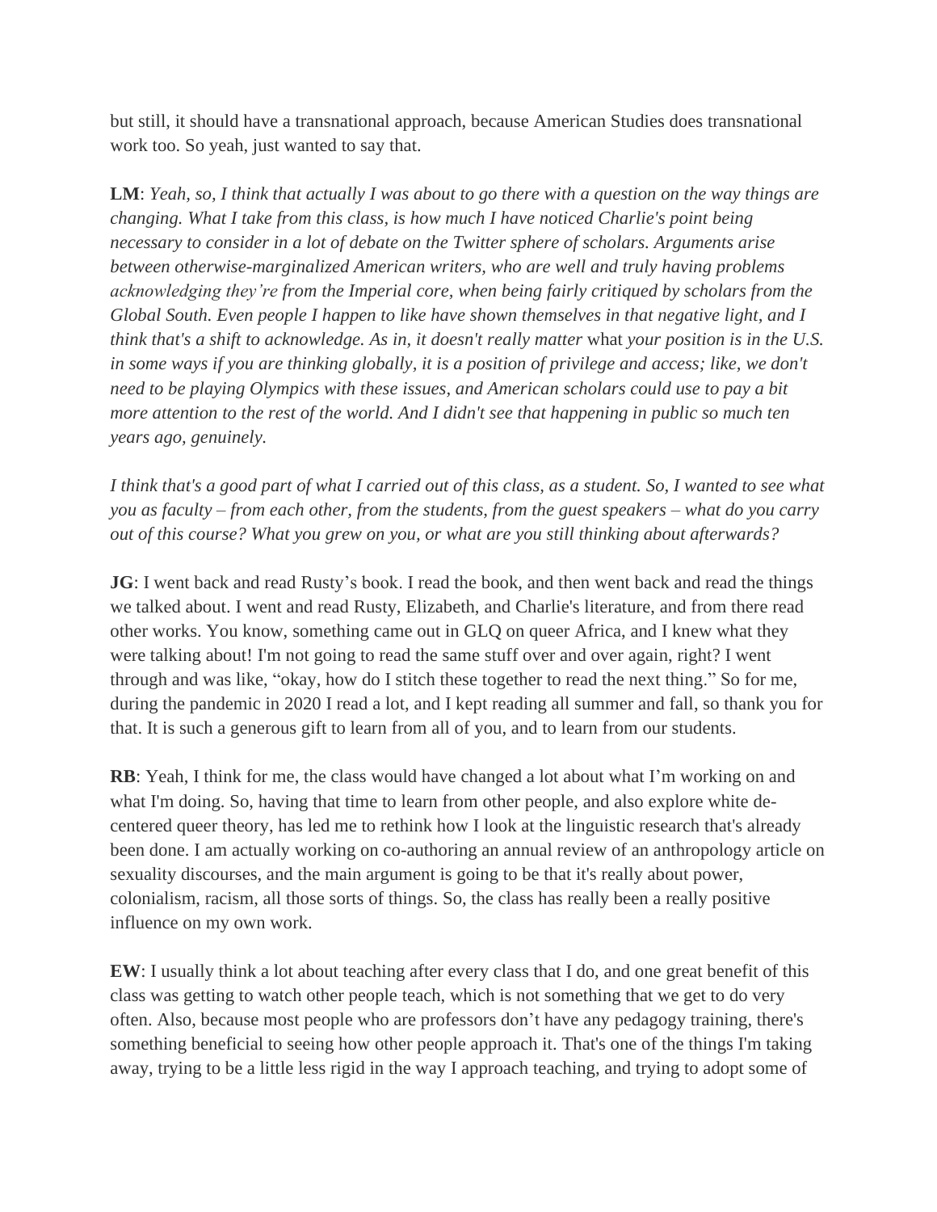but still, it should have a transnational approach, because American Studies does transnational work too. So yeah, just wanted to say that.

**LM**: *Yeah, so, I think that actually I was about to go there with a question on the way things are changing. What I take from this class, is how much I have noticed Charlie's point being necessary to consider in a lot of debate on the Twitter sphere of scholars. Arguments arise between otherwise-marginalized American writers, who are well and truly having problems acknowledging they're from the Imperial core, when being fairly critiqued by scholars from the Global South. Even people I happen to like have shown themselves in that negative light, and I think that's a shift to acknowledge. As in, it doesn't really matter* what *your position is in the U.S. in some ways if you are thinking globally, it is a position of privilege and access; like, we don't need to be playing Olympics with these issues, and American scholars could use to pay a bit more attention to the rest of the world. And I didn't see that happening in public so much ten years ago, genuinely.*

*I think that's a good part of what I carried out of this class, as a student. So, I wanted to see what you as faculty – from each other, from the students, from the guest speakers – what do you carry out of this course? What you grew on you, or what are you still thinking about afterwards?*

**JG**: I went back and read Rusty's book. I read the book, and then went back and read the things we talked about. I went and read Rusty, Elizabeth, and Charlie's literature, and from there read other works. You know, something came out in GLQ on queer Africa, and I knew what they were talking about! I'm not going to read the same stuff over and over again, right? I went through and was like, "okay, how do I stitch these together to read the next thing." So for me, during the pandemic in 2020 I read a lot, and I kept reading all summer and fall, so thank you for that. It is such a generous gift to learn from all of you, and to learn from our students.

**RB**: Yeah, I think for me, the class would have changed a lot about what I'm working on and what I'm doing. So, having that time to learn from other people, and also explore white de-centered queer theory, has led me to rethink how I look at the linguistic research that's already been done. I am actually working on co-authoring an annual review of an anthropology article on sexuality discourses, and the main argument is going to be that it's really about power, colonialism, racism, all those sorts of things. So, the class has really been a really positive influence on my own work.

**EW**: I usually think a lot about teaching after every class that I do, and one great benefit of this class was getting to watch other people teach, which is not something that we get to do very often. Also, because most people who are professors don't have any pedagogy training, there's something beneficial to seeing how other people approach it. That's one of the things I'm taking away, trying to be a little less rigid in the way I approach teaching, and trying to adopt some of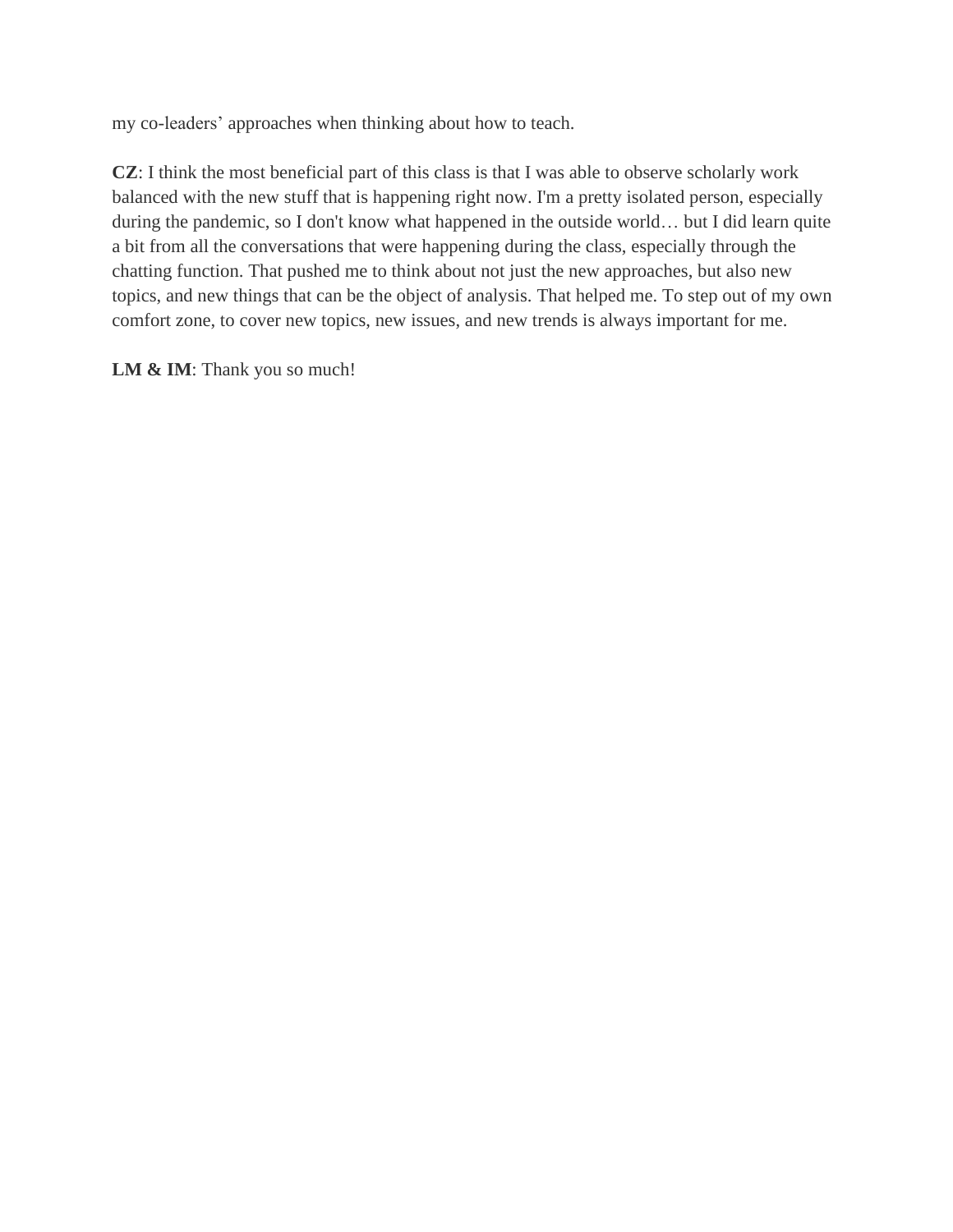my co-leaders' approaches when thinking about how to teach.

**CZ**: I think the most beneficial part of this class is that I was able to observe scholarly work balanced with the new stuff that is happening right now. I'm a pretty isolated person, especially during the pandemic, so I don't know what happened in the outside world… but I did learn quite a bit from all the conversations that were happening during the class, especially through the chatting function. That pushed me to think about not just the new approaches, but also new topics, and new things that can be the object of analysis. That helped me. To step out of my own comfort zone, to cover new topics, new issues, and new trends is always important for me.

**LM & IM**: Thank you so much!